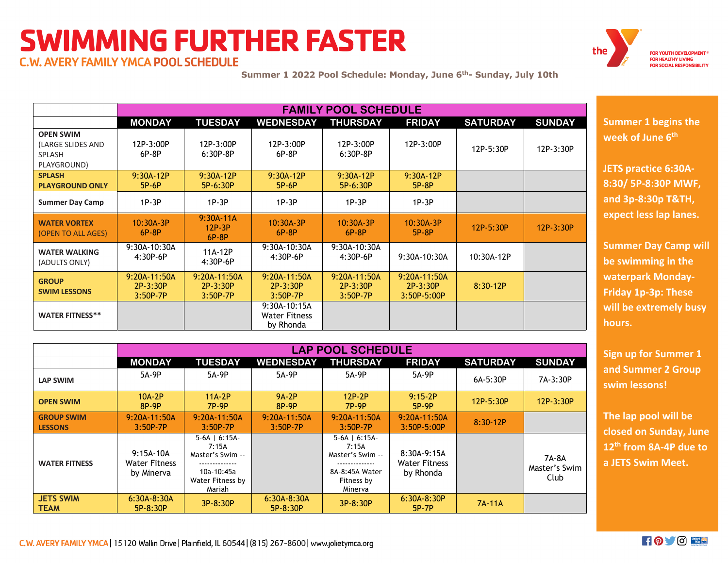# SWIMMING FURTHER FASTER

## C.W. AVERY FAMILY YMCA POOL SCHEDULE

the Y — FOR YOUTH DEVELOPMENT® FOR HEALTHY LIVING FOR SOCIAL RESPONSIBILITY

**Summer 1 2022 Pool Schedule: Monday, June 6th- Sunday, July 10th**

| | FAMILY POOL SCHEDULE | | | | | | |
|---|---|---|---|---|---|---|---|
| | **MONDAY** | **TUESDAY** | **WEDNESDAY** | **THURSDAY** | **FRIDAY** | **SATURDAY** | **SUNDAY** |
| **OPEN SWIM** (LARGE SLIDES AND SPLASH PLAYGROUND) | 12P-3:00P 6P-8P | 12P-3:00P 6:30P-8P | 12P-3:00P 6P-8P | 12P-3:00P 6:30P-8P | 12P-3:00P | 12P-5:30P | 12P-3:30P |
| **SPLASH PLAYGROUND ONLY** | 9:30A-12P 5P-6P | 9:30A-12P 5P-6:30P | 9:30A-12P 5P-6P | 9:30A-12P 5P-6:30P | 9:30A-12P 5P-8P | | |
| **Summer Day Camp** | 1P-3P | 1P-3P | 1P-3P | 1P-3P | 1P-3P | | |
| **WATER VORTEX** (OPEN TO ALL AGES) | 10:30A-3P 6P-8P | 9:30A-11A 12P-3P 6P-8P | 10:30A-3P 6P-8P | 10:30A-3P 6P-8P | 10:30A-3P 5P-8P | 12P-5:30P | 12P-3:30P |
| **WATER WALKING** (ADULTS ONLY) | 9:30A-10:30A 4:30P-6P | 11A-12P 4:30P-6P | 9:30A-10:30A 4:30P-6P | 9:30A-10:30A 4:30P-6P | 9:30A-10:30A | 10:30A-12P | |
| **GROUP SWIM LESSONS** | 9:20A-11:50A 2P-3:30P 3:50P-7P | 9:20A-11:50A 2P-3:30P 3:50P-7P | 9:20A-11:50A 2P-3:30P 3:50P-7P | 9:20A-11:50A 2P-3:30P 3:50P-7P | 9:20A-11:50A 2P-3:30P 3:50P-5:00P | 8:30-12P | |
| **WATER FITNESS**** | | | 9:30A-10:15A Water Fitness by Rhonda | | | | |

| | LAP POOL SCHEDULE | | | | | | |
|---|---|---|---|---|---|---|---|
| | **MONDAY** | **TUESDAY** | **WEDNESDAY** | **THURSDAY** | **FRIDAY** | **SATURDAY** | **SUNDAY** |
| **LAP SWIM** | 5A-9P | 5A-9P | 5A-9P | 5A-9P | 5A-9P | 6A-5:30P | 7A-3:30P |
| **OPEN SWIM** | 10A-2P 8P-9P | 11A-2P 7P-9P | 9A-2P 8P-9P | 12P-2P 7P-9P | 9:15-2P 5P-9P | 12P-5:30P | 12P-3:30P |
| **GROUP SWIM LESSONS** | 9:20A-11:50A 3:50P-7P | 9:20A-11:50A 3:50P-7P | 9:20A-11:50A 3:50P-7P | 9:20A-11:50A 3:50P-7P | 9:20A-11:50A 3:50P-5:00P | 8:30-12P | |
| **WATER FITNESS** | 9:15A-10A Water Fitness by Minerva | 5-6A \| 6:15A-7:15A Master's Swim -- ------------- 10a-10:45a Water Fitness by Mariah | | 5-6A \| 6:15A-7:15A Master's Swim -- ------------- 8A-8:45A Water Fitness by Minerva | 8:30A-9:15A Water Fitness by Rhonda | | 7A-8A Master's Swim Club |
| **JETS SWIM TEAM** | 6:30A-8:30A 5P-8:30P | 3P-8:30P | 6:30A-8:30A 5P-8:30P | 3P-8:30P | 6:30A-8:30P 5P-7P | 7A-11A | |

**Summer 1 begins the week of June 6th**

**JETS practice 6:30A-8:30/ 5P-8:30P MWF, and 3p-8:30p T&TH, expect less lap lanes.**

**Summer Day Camp will be swimming in the waterpark Monday-Friday 1p-3p: These will be extremely busy hours.**

**Sign up for Summer 1 and Summer 2 Group swim lessons!**

**The lap pool will be closed on Sunday, June 12th from 8A-4P due to a JETS Swim Meet.**

C.W. AVERY FAMILY YMCA | 15120 Wallin Drive | Plainfield, IL 60544 | (815) 267-8600 | www.jolietymca.org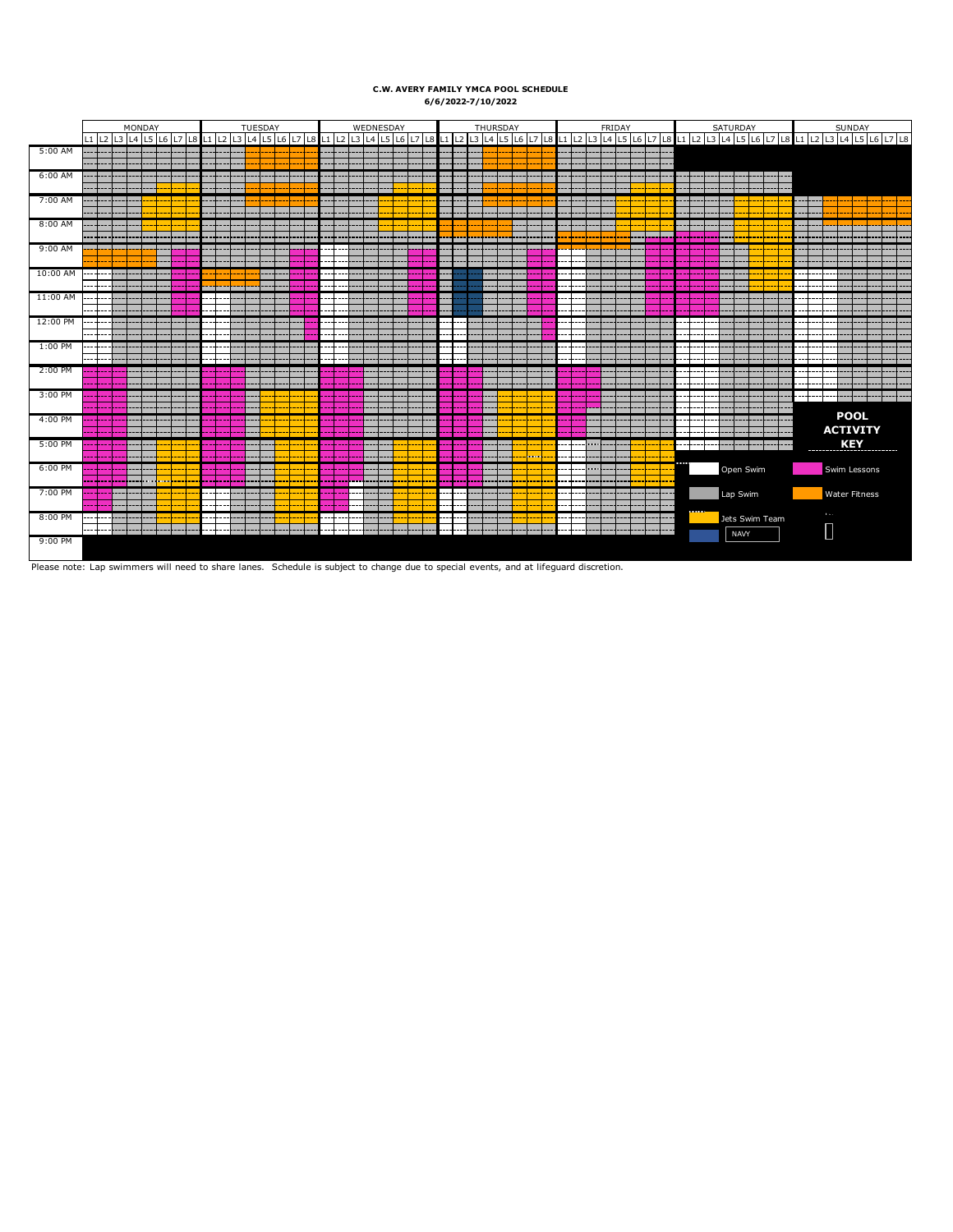**C.W. AVERY FAMILY YMCA POOL SCHEDULE**
**6/6/2022-7/10/2022**

MONDAY · TUESDAY · WEDNESDAY · THURSDAY · FRIDAY · SATURDAY · SUNDAY

L1 L2 L3 L4 L5 L6 L7 L8 (each day)

5:00 AM
6:00 AM
7:00 AM
8:00 AM
9:00 AM
10:00 AM
11:00 AM
12:00 PM
1:00 PM
2:00 PM
3:00 PM
4:00 PM
5:00 PM
6:00 PM
7:00 PM
8:00 PM
9:00 PM

**POOL ACTIVITY KEY**

- Open Swim
- Swim Lessons
- Lap Swim
- Water Fitness
- Jets Swim Team
- NAVY

Please note: Lap swimmers will need to share lanes. Schedule is subject to change due to special events, and at lifeguard discretion.